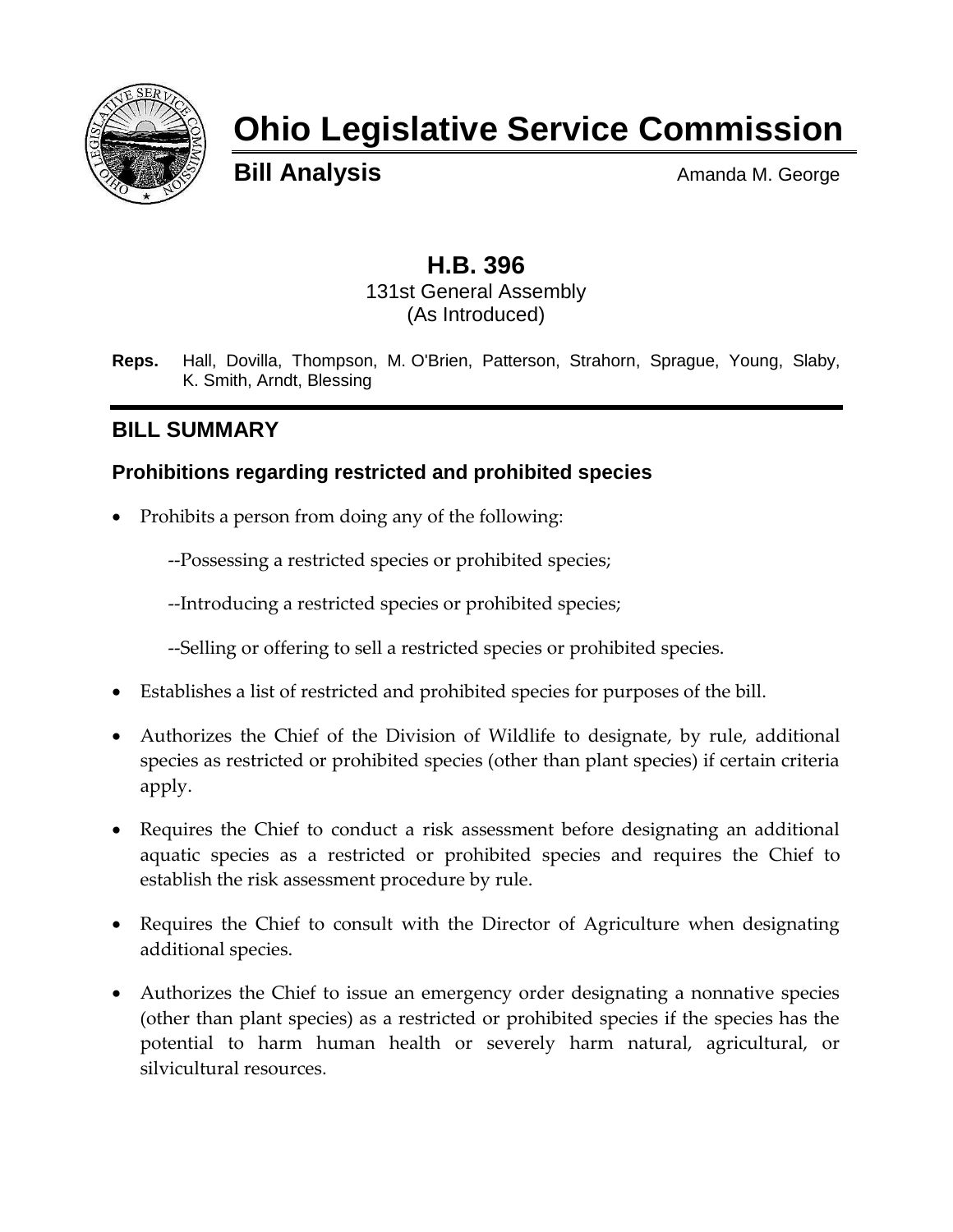# Ohio Legislative Service Commission

**Bill Analysis** Amanda M. George

## H.B. 396

131st General Assembly
(As Introduced)

**Reps.** Hall, Dovilla, Thompson, M. O'Brien, Patterson, Strahorn, Sprague, Young, Slaby, K. Smith, Arndt, Blessing

## BILL SUMMARY

### Prohibitions regarding restricted and prohibited species

- Prohibits a person from doing any of the following:

  --Possessing a restricted species or prohibited species;

  --Introducing a restricted species or prohibited species;

  --Selling or offering to sell a restricted species or prohibited species.

- Establishes a list of restricted and prohibited species for purposes of the bill.
- Authorizes the Chief of the Division of Wildlife to designate, by rule, additional species as restricted or prohibited species (other than plant species) if certain criteria apply.
- Requires the Chief to conduct a risk assessment before designating an additional aquatic species as a restricted or prohibited species and requires the Chief to establish the risk assessment procedure by rule.
- Requires the Chief to consult with the Director of Agriculture when designating additional species.
- Authorizes the Chief to issue an emergency order designating a nonnative species (other than plant species) as a restricted or prohibited species if the species has the potential to harm human health or severely harm natural, agricultural, or silvicultural resources.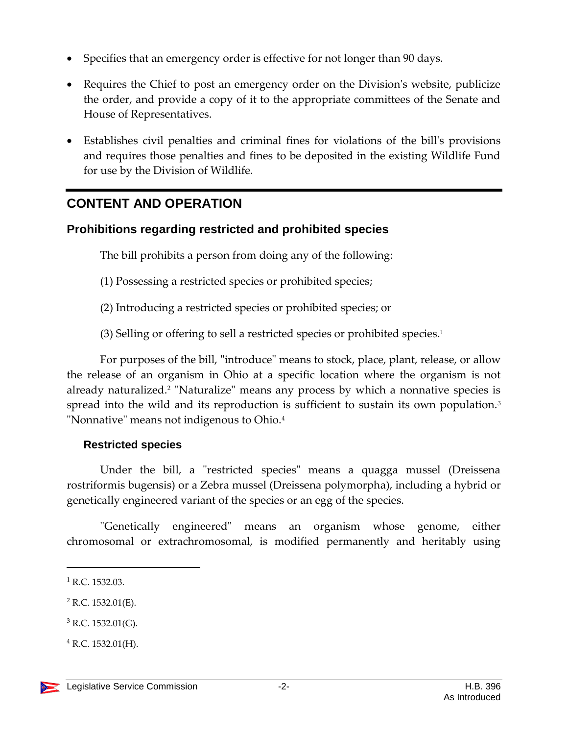- Specifies that an emergency order is effective for not longer than 90 days.
- Requires the Chief to post an emergency order on the Division's website, publicize the order, and provide a copy of it to the appropriate committees of the Senate and House of Representatives.
- Establishes civil penalties and criminal fines for violations of the bill's provisions and requires those penalties and fines to be deposited in the existing Wildlife Fund for use by the Division of Wildlife.

---

## CONTENT AND OPERATION

### Prohibitions regarding restricted and prohibited species

The bill prohibits a person from doing any of the following:

(1) Possessing a restricted species or prohibited species;

(2) Introducing a restricted species or prohibited species; or

(3) Selling or offering to sell a restricted species or prohibited species.[1]

For purposes of the bill, "introduce" means to stock, place, plant, release, or allow the release of an organism in Ohio at a specific location where the organism is not already naturalized.[2] "Naturalize" means any process by which a nonnative species is spread into the wild and its reproduction is sufficient to sustain its own population.[3] "Nonnative" means not indigenous to Ohio.[4]

#### Restricted species

Under the bill, a "restricted species" means a quagga mussel (Dreissena rostriformis bugensis) or a Zebra mussel (Dreissena polymorpha), including a hybrid or genetically engineered variant of the species or an egg of the species.

"Genetically engineered" means an organism whose genome, either chromosomal or extrachromosomal, is modified permanently and heritably using

---

[1] R.C. 1532.03.

[2] R.C. 1532.01(E).

[3] R.C. 1532.01(G).

[4] R.C. 1532.01(H).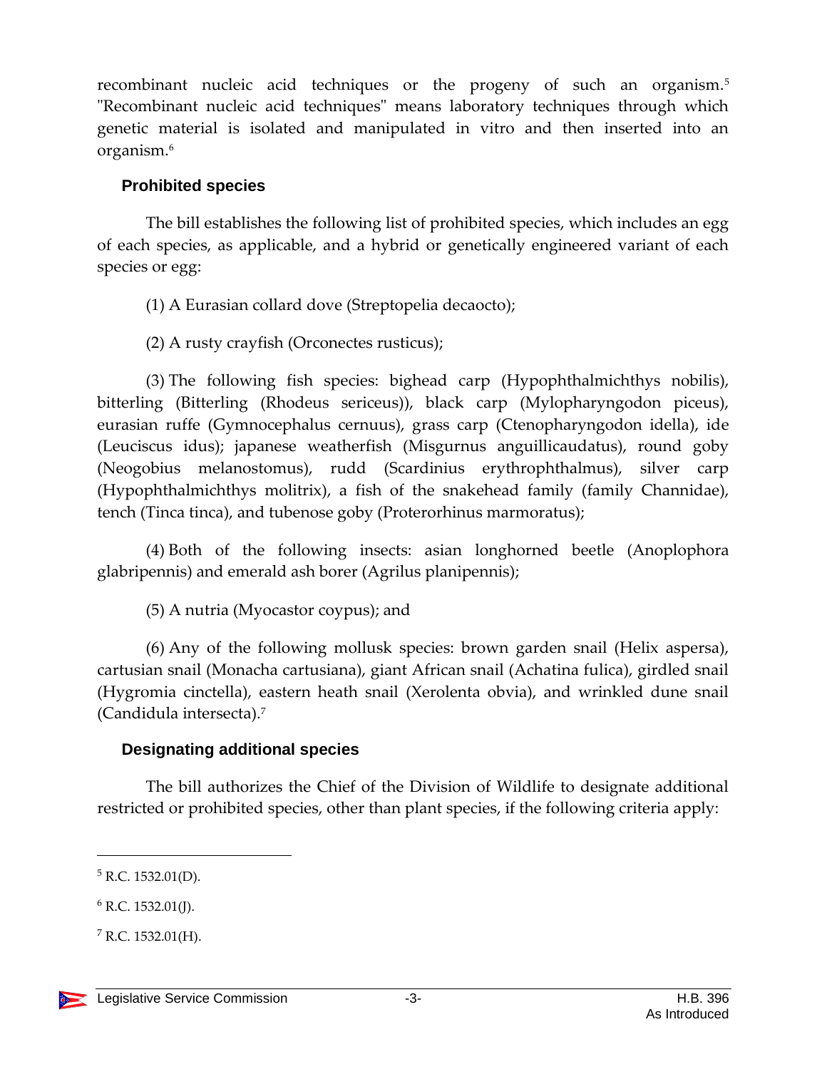recombinant nucleic acid techniques or the progeny of such an organism.[5] "Recombinant nucleic acid techniques" means laboratory techniques through which genetic material is isolated and manipulated in vitro and then inserted into an organism.[6]

### Prohibited species

The bill establishes the following list of prohibited species, which includes an egg of each species, as applicable, and a hybrid or genetically engineered variant of each species or egg:

(1) A Eurasian collard dove (Streptopelia decaocto);

(2) A rusty crayfish (Orconectes rusticus);

(3) The following fish species: bighead carp (Hypophthalmichthys nobilis), bitterling (Bitterling (Rhodeus sericeus)), black carp (Mylopharyngodon piceus), eurasian ruffe (Gymnocephalus cernuus), grass carp (Ctenopharyngodon idella), ide (Leuciscus idus); japanese weatherfish (Misgurnus anguillicaudatus), round goby (Neogobius melanostomus), rudd (Scardinius erythrophthalmus), silver carp (Hypophthalmichthys molitrix), a fish of the snakehead family (family Channidae), tench (Tinca tinca), and tubenose goby (Proterorhinus marmoratus);

(4) Both of the following insects: asian longhorned beetle (Anoplophora glabripennis) and emerald ash borer (Agrilus planipennis);

(5) A nutria (Myocastor coypus); and

(6) Any of the following mollusk species: brown garden snail (Helix aspersa), cartusian snail (Monacha cartusiana), giant African snail (Achatina fulica), girdled snail (Hygromia cinctella), eastern heath snail (Xerolenta obvia), and wrinkled dune snail (Candidula intersecta).[7]

### Designating additional species

The bill authorizes the Chief of the Division of Wildlife to designate additional restricted or prohibited species, other than plant species, if the following criteria apply:

---

[5] R.C. 1532.01(D).

[6] R.C. 1532.01(J).

[7] R.C. 1532.01(H).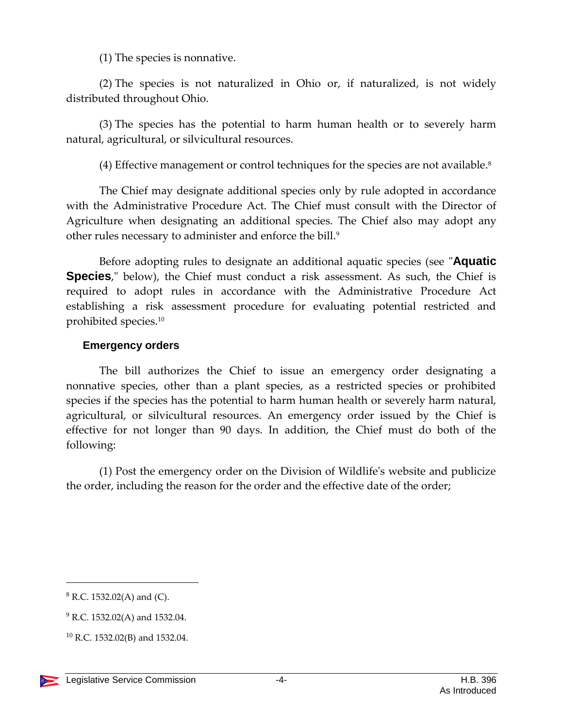(1) The species is nonnative.

(2) The species is not naturalized in Ohio or, if naturalized, is not widely distributed throughout Ohio.

(3) The species has the potential to harm human health or to severely harm natural, agricultural, or silvicultural resources.

(4) Effective management or control techniques for the species are not available.[8]

The Chief may designate additional species only by rule adopted in accordance with the Administrative Procedure Act. The Chief must consult with the Director of Agriculture when designating an additional species. The Chief also may adopt any other rules necessary to administer and enforce the bill.[9]

Before adopting rules to designate an additional aquatic species (see "**Aquatic Species**," below), the Chief must conduct a risk assessment. As such, the Chief is required to adopt rules in accordance with the Administrative Procedure Act establishing a risk assessment procedure for evaluating potential restricted and prohibited species.[10]

### Emergency orders

The bill authorizes the Chief to issue an emergency order designating a nonnative species, other than a plant species, as a restricted species or prohibited species if the species has the potential to harm human health or severely harm natural, agricultural, or silvicultural resources. An emergency order issued by the Chief is effective for not longer than 90 days. In addition, the Chief must do both of the following:

(1) Post the emergency order on the Division of Wildlife's website and publicize the order, including the reason for the order and the effective date of the order;

---

[8] R.C. 1532.02(A) and (C).

[9] R.C. 1532.02(A) and 1532.04.

[10] R.C. 1532.02(B) and 1532.04.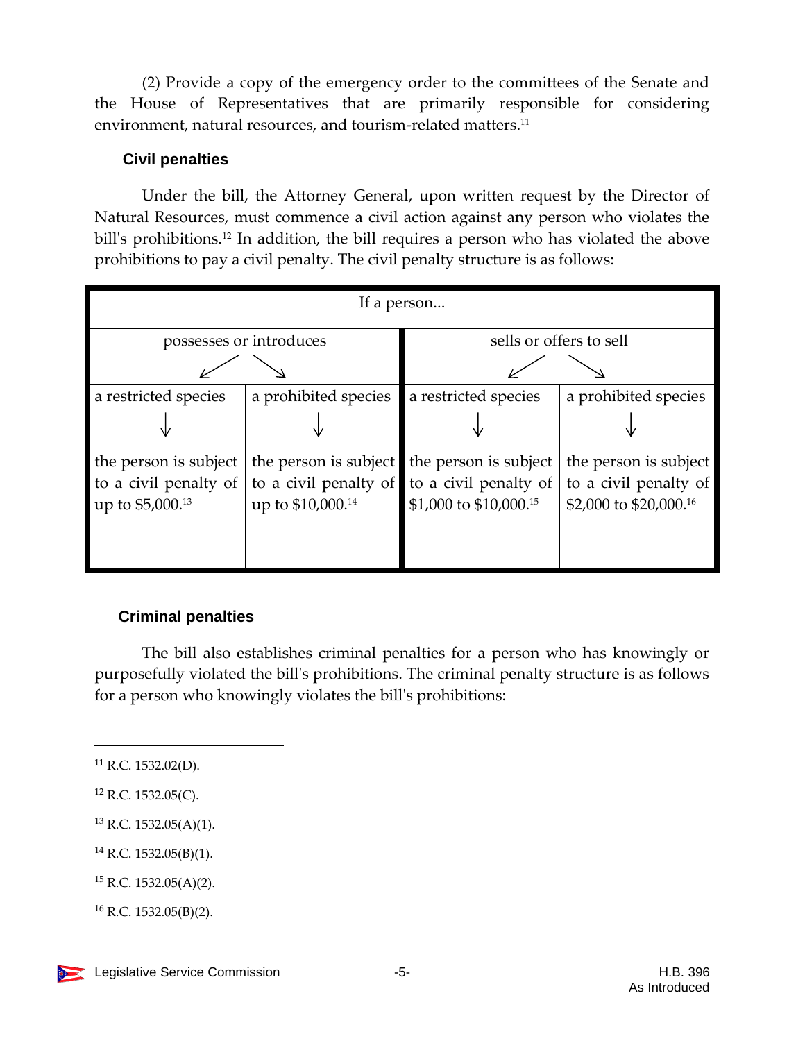(2) Provide a copy of the emergency order to the committees of the Senate and the House of Representatives that are primarily responsible for considering environment, natural resources, and tourism-related matters.[11]

### Civil penalties

Under the bill, the Attorney General, upon written request by the Director of Natural Resources, must commence a civil action against any person who violates the bill's prohibitions.[12] In addition, the bill requires a person who has violated the above prohibitions to pay a civil penalty. The civil penalty structure is as follows:

| If a person... | | | |
|---|---|---|---|
| possesses or introduces | | sells or offers to sell | |
| a restricted species | a prohibited species | a restricted species | a prohibited species |
| the person is subject to a civil penalty of up to $5,000.[13] | the person is subject to a civil penalty of up to $10,000.[14] | the person is subject to a civil penalty of $1,000 to $10,000.[15] | the person is subject to a civil penalty of $2,000 to $20,000.[16] |

### Criminal penalties

The bill also establishes criminal penalties for a person who has knowingly or purposefully violated the bill's prohibitions. The criminal penalty structure is as follows for a person who knowingly violates the bill's prohibitions:

---

[11] R.C. 1532.02(D).

[12] R.C. 1532.05(C).

[13] R.C. 1532.05(A)(1).

[14] R.C. 1532.05(B)(1).

[15] R.C. 1532.05(A)(2).

[16] R.C. 1532.05(B)(2).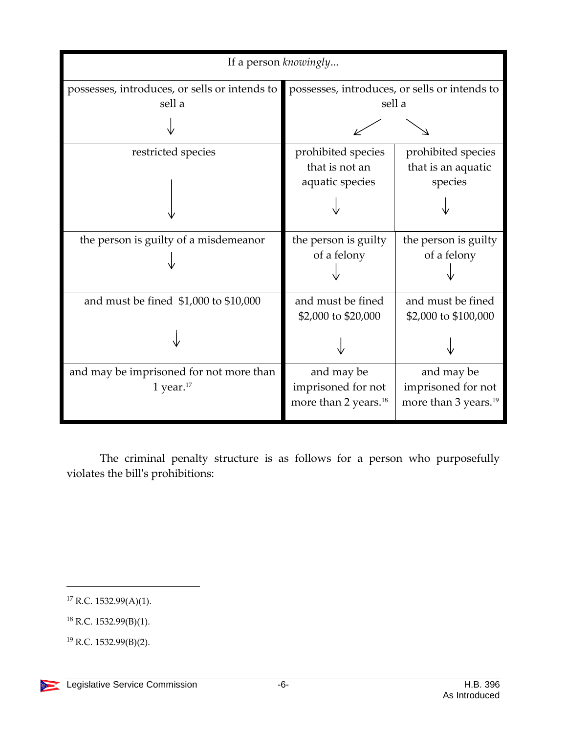| If a person *knowingly*... | | |
|---|---|---|
| possesses, introduces, or sells or intends to sell a | possesses, introduces, or sells or intends to sell a | |
| restricted species | prohibited species that is not an aquatic species | prohibited species that is an aquatic species |
| the person is guilty of a misdemeanor | the person is guilty of a felony | the person is guilty of a felony |
| and must be fined $1,000 to $10,000 | and must be fined $2,000 to $20,000 | and must be fined $2,000 to $100,000 |
| and may be imprisoned for not more than 1 year.[17] | and may be imprisoned for not more than 2 years.[18] | and may be imprisoned for not more than 3 years.[19] |

The criminal penalty structure is as follows for a person who purposefully violates the bill's prohibitions:

---

[17] R.C. 1532.99(A)(1).

[18] R.C. 1532.99(B)(1).

[19] R.C. 1532.99(B)(2).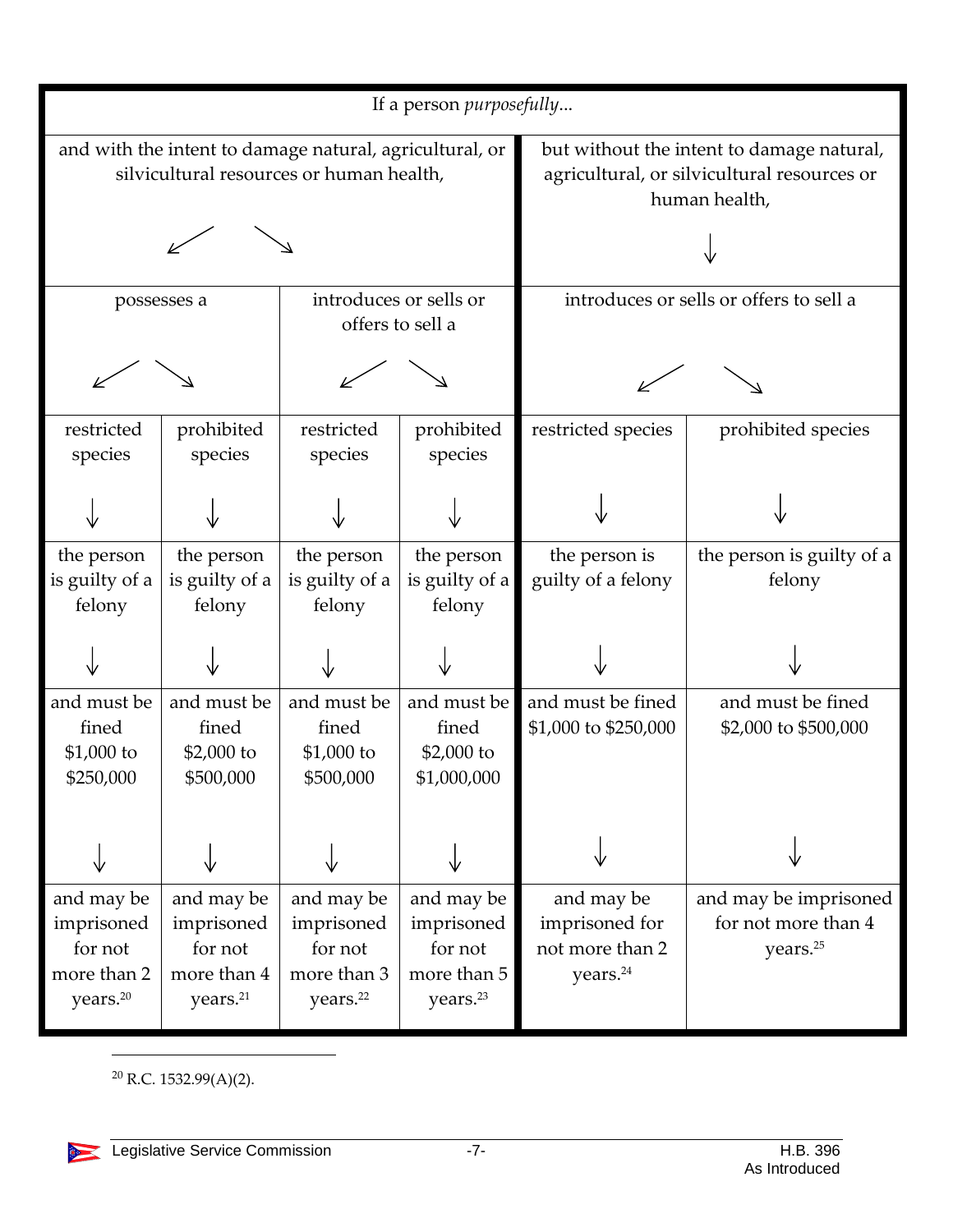| If a person *purposefully*... | | | | | |
|---|---|---|---|---|---|
| and with the intent to damage natural, agricultural, or silvicultural resources or human health, | | | | but without the intent to damage natural, agricultural, or silvicultural resources or human health, | |
| possesses a | | introduces or sells or offers to sell a | | introduces or sells or offers to sell a | |
| restricted species | prohibited species | restricted species | prohibited species | restricted species | prohibited species |
| the person is guilty of a felony | the person is guilty of a felony | the person is guilty of a felony | the person is guilty of a felony | the person is guilty of a felony | the person is guilty of a felony |
| and must be fined $1,000 to $250,000 | and must be fined $2,000 to $500,000 | and must be fined $1,000 to $500,000 | and must be fined $2,000 to $1,000,000 | and must be fined $1,000 to $250,000 | and must be fined $2,000 to $500,000 |
| and may be imprisoned for not more than 2 years.[20] | and may be imprisoned for not more than 4 years.[21] | and may be imprisoned for not more than 3 years.[22] | and may be imprisoned for not more than 5 years.[23] | and may be imprisoned for not more than 2 years.[24] | and may be imprisoned for not more than 4 years.[25] |

[20] R.C. 1532.99(A)(2).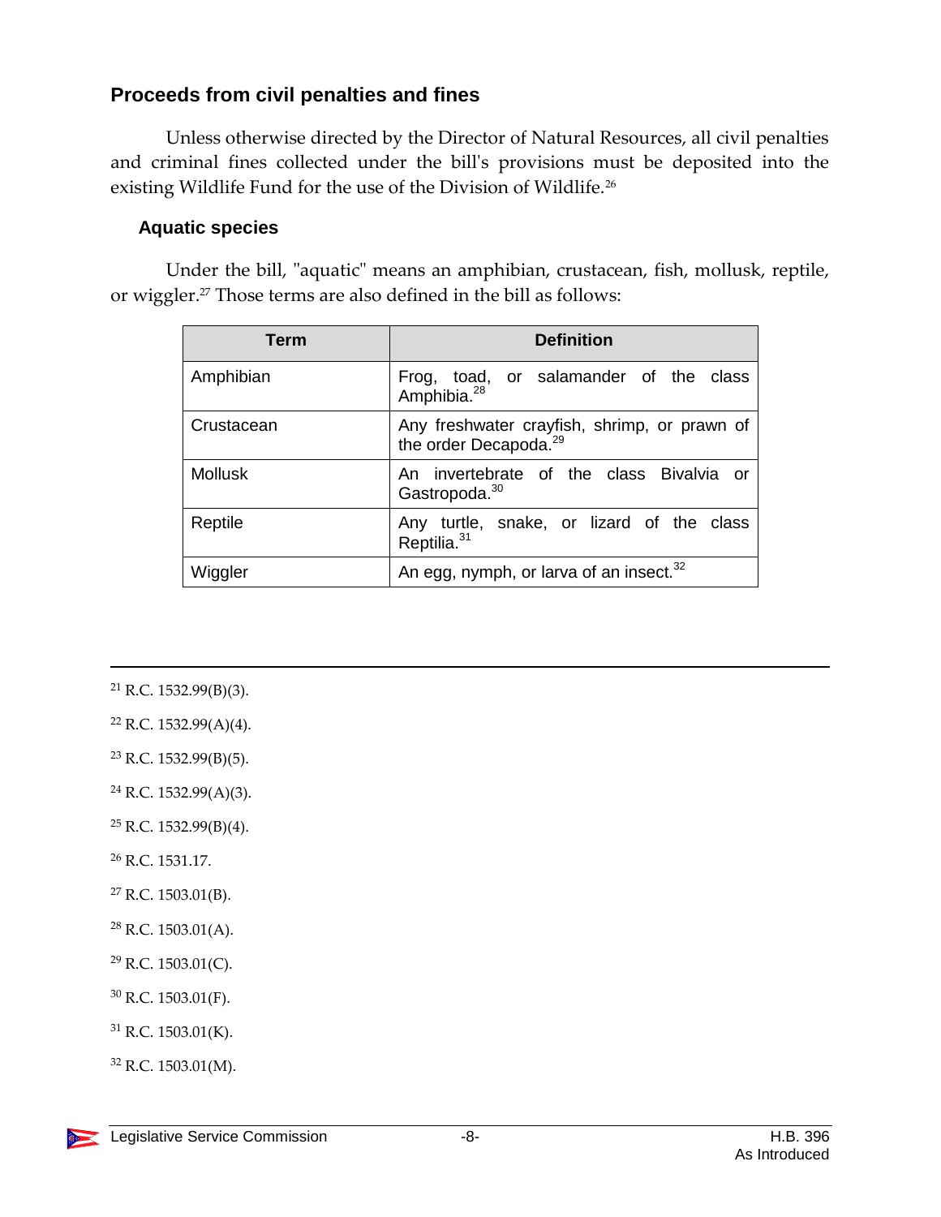## Proceeds from civil penalties and fines

Unless otherwise directed by the Director of Natural Resources, all civil penalties and criminal fines collected under the bill's provisions must be deposited into the existing Wildlife Fund for the use of the Division of Wildlife.[26]

### Aquatic species

Under the bill, "aquatic" means an amphibian, crustacean, fish, mollusk, reptile, or wiggler.[27] Those terms are also defined in the bill as follows:

| Term | Definition |
|---|---|
| Amphibian | Frog, toad, or salamander of the class Amphibia.[28] |
| Crustacean | Any freshwater crayfish, shrimp, or prawn of the order Decapoda.[29] |
| Mollusk | An invertebrate of the class Bivalvia or Gastropoda.[30] |
| Reptile | Any turtle, snake, or lizard of the class Reptilia.[31] |
| Wiggler | An egg, nymph, or larva of an insect.[32] |

---

[21] R.C. 1532.99(B)(3).

[22] R.C. 1532.99(A)(4).

[23] R.C. 1532.99(B)(5).

[24] R.C. 1532.99(A)(3).

[25] R.C. 1532.99(B)(4).

[26] R.C. 1531.17.

[27] R.C. 1503.01(B).

[28] R.C. 1503.01(A).

[29] R.C. 1503.01(C).

[30] R.C. 1503.01(F).

[31] R.C. 1503.01(K).

[32] R.C. 1503.01(M).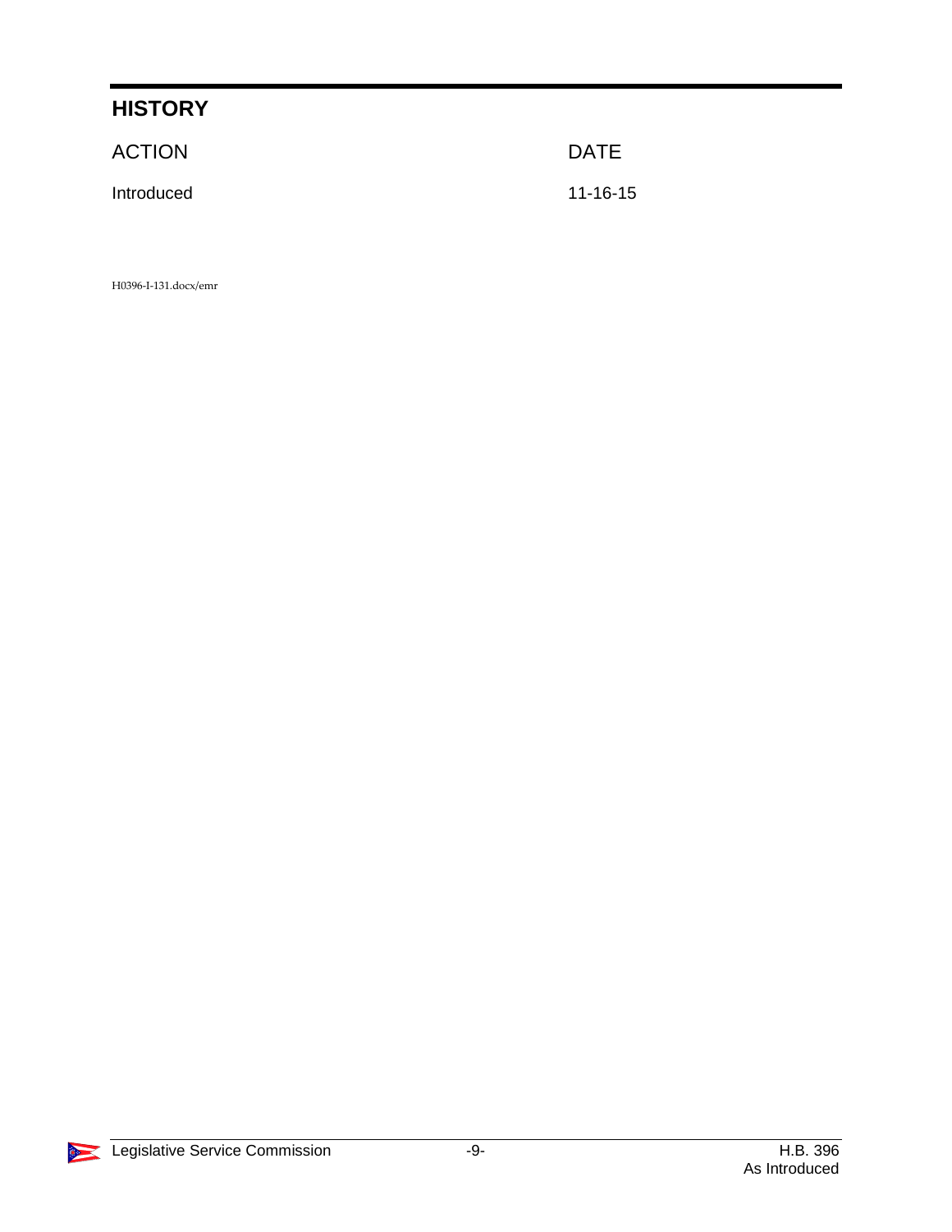## HISTORY

| ACTION | DATE |
| --- | --- |
| Introduced | 11-16-15 |

H0396-I-131.docx/emr